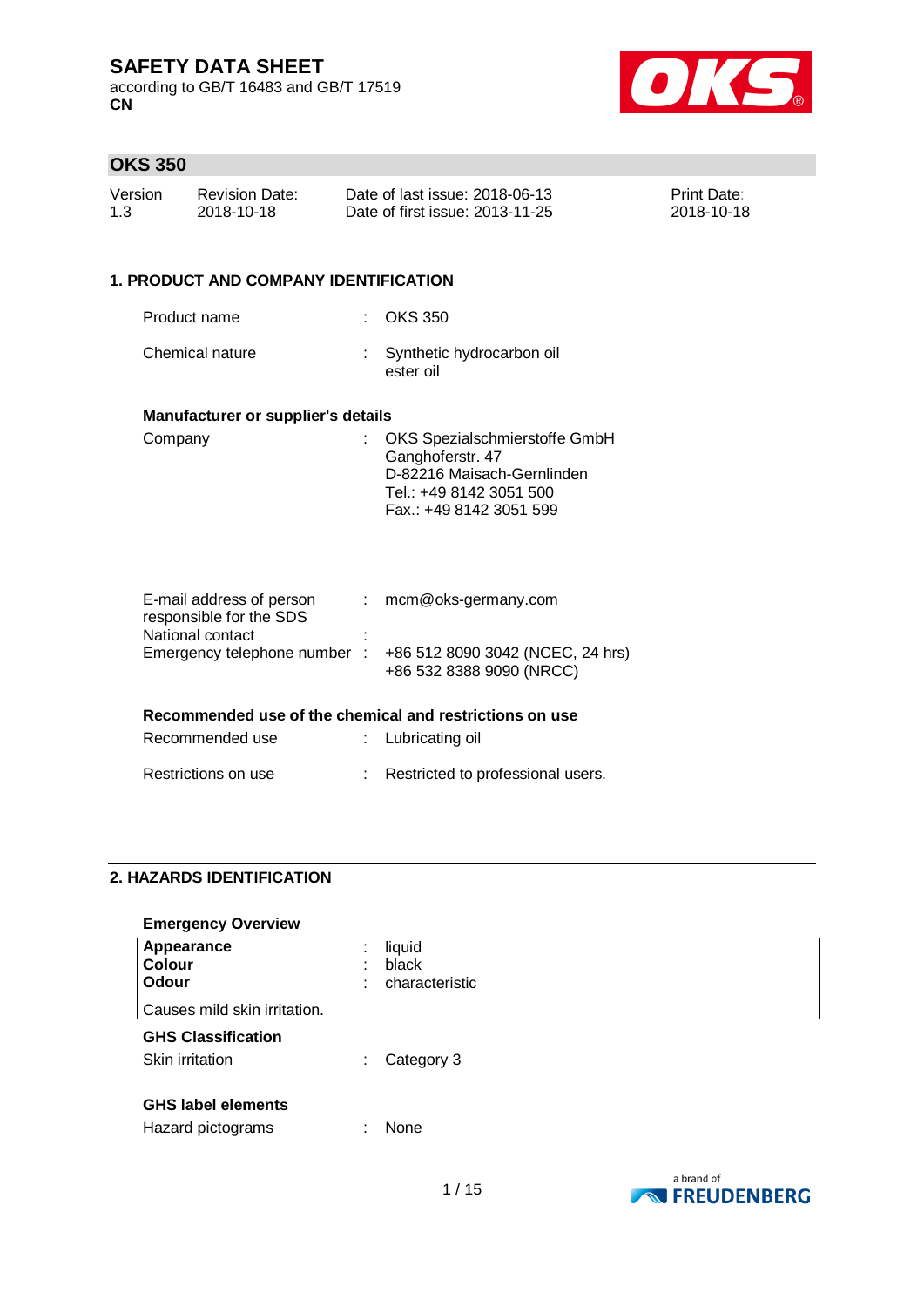# SAFETY DATA SHEET

according to GB/T 16483 and GB/T 17519

**CN**

## OKS 350

| Version | Revision Date: | Date of last issue: 2018-06-13 | Print Date: |
|---|---|---|---|
| 1.3 | 2018-10-18 | Date of first issue: 2013-11-25 | 2018-10-18 |

## 1. PRODUCT AND COMPANY IDENTIFICATION

| | | |
|---|---|---|
| Product name | : | OKS 350 |
| Chemical nature | : | Synthetic hydrocarbon oil<br>ester oil |

### Manufacturer or supplier's details

| | | |
|---|---|---|
| Company | : | OKS Spezialschmierstoffe GmbH<br>Ganghoferstr. 47<br>D-82216 Maisach-Gernlinden<br>Tel.: +49 8142 3051 500<br>Fax.: +49 8142 3051 599 |
| E-mail address of person responsible for the SDS | : | mcm@oks-germany.com |
| National contact | : | |
| Emergency telephone number | : | +86 512 8090 3042 (NCEC, 24 hrs)<br>+86 532 8388 9090 (NRCC) |

### Recommended use of the chemical and restrictions on use

| | | |
|---|---|---|
| Recommended use | : | Lubricating oil |
| Restrictions on use | : | Restricted to professional users. |

## 2. HAZARDS IDENTIFICATION

### Emergency Overview

| | | |
|---|---|---|
| **Appearance** | : | liquid |
| **Colour** | : | black |
| **Odour** | : | characteristic |

Causes mild skin irritation.

### GHS Classification

| | | |
|---|---|---|
| Skin irritation | : | Category 3 |

### GHS label elements

| | | |
|---|---|---|
| Hazard pictograms | : | None |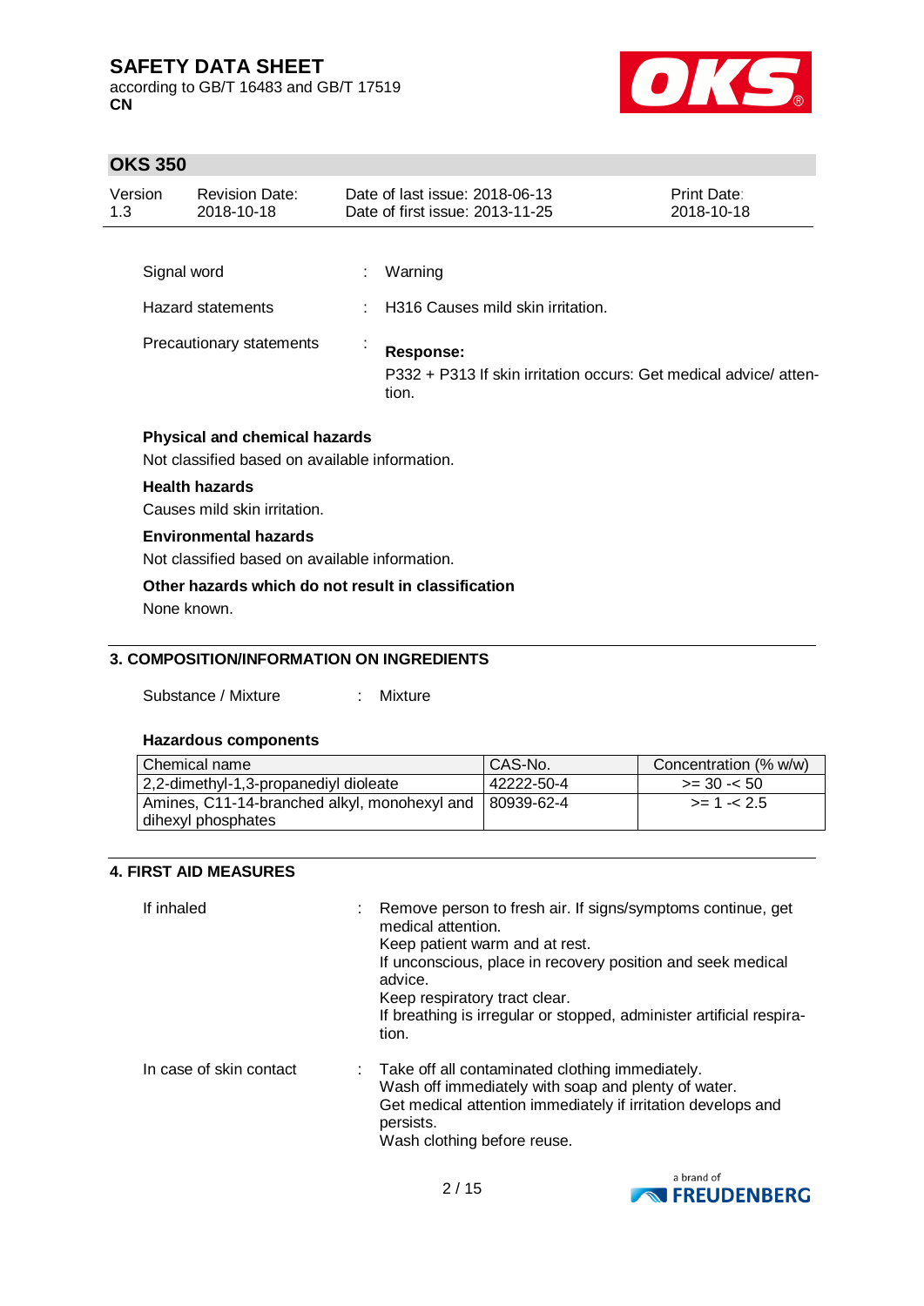| | | |
|---|---|---|
| Signal word | : | Warning |
| Hazard statements | : | H316 Causes mild skin irritation. |
| Precautionary statements | : | **Response:**<br>P332 + P313 If skin irritation occurs: Get medical advice/ attention. |

**Physical and chemical hazards**

Not classified based on available information.

**Health hazards**

Causes mild skin irritation.

**Environmental hazards**

Not classified based on available information.

**Other hazards which do not result in classification**

None known.

## 3. COMPOSITION/INFORMATION ON INGREDIENTS

Substance / Mixture : Mixture

**Hazardous components**

| Chemical name | CAS-No. | Concentration (% w/w) |
|---|---|---|
| 2,2-dimethyl-1,3-propanediyl dioleate | 42222-50-4 | >= 30 -< 50 |
| Amines, C11-14-branched alkyl, monohexyl and dihexyl phosphates | 80939-62-4 | >= 1 -< 2.5 |

## 4. FIRST AID MEASURES

| | | |
|---|---|---|
| If inhaled | : | Remove person to fresh air. If signs/symptoms continue, get medical attention.<br>Keep patient warm and at rest.<br>If unconscious, place in recovery position and seek medical advice.<br>Keep respiratory tract clear.<br>If breathing is irregular or stopped, administer artificial respiration. |
| In case of skin contact | : | Take off all contaminated clothing immediately.<br>Wash off immediately with soap and plenty of water.<br>Get medical attention immediately if irritation develops and persists.<br>Wash clothing before reuse. |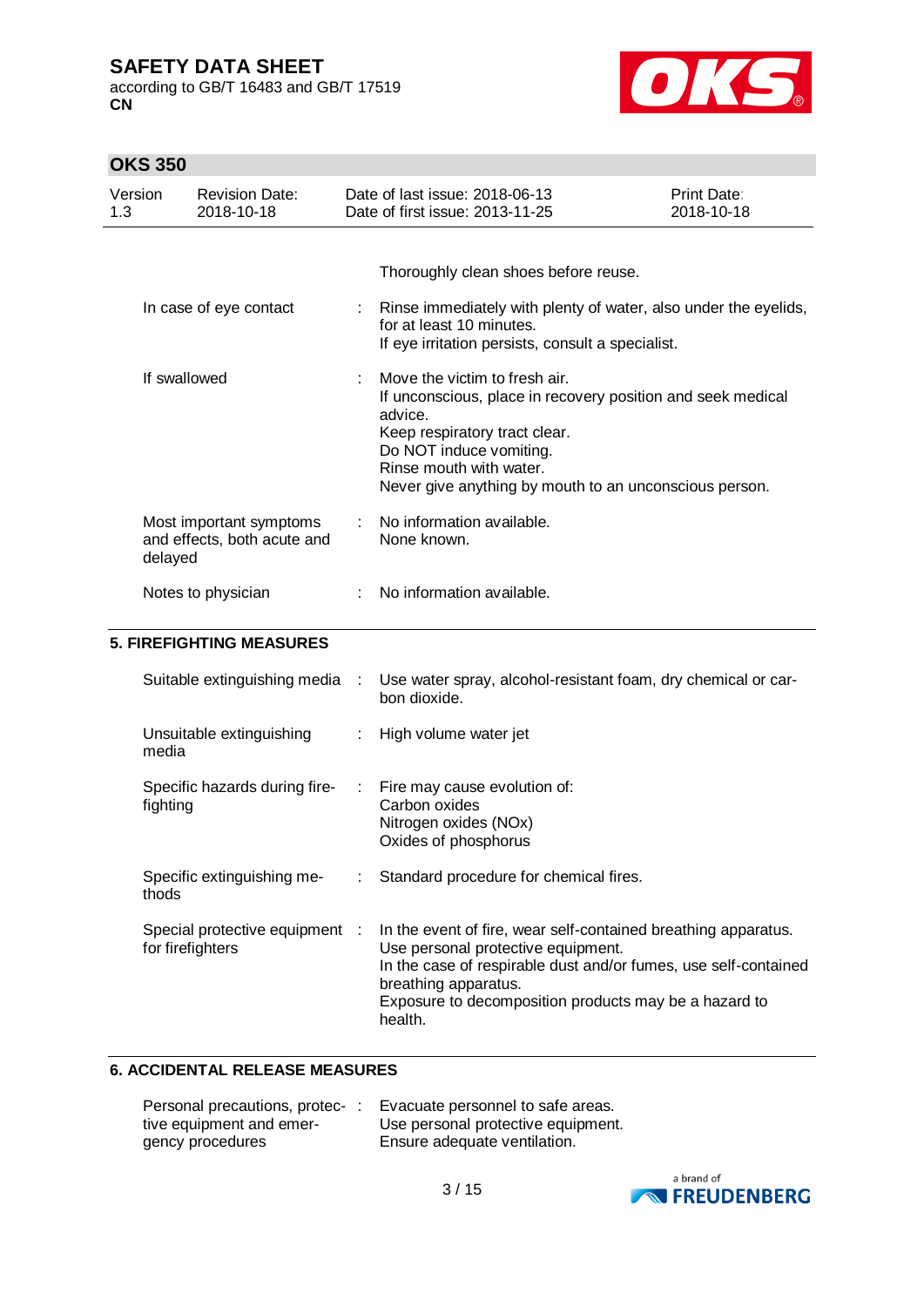| | | |
|---|---|---|
| | | Thoroughly clean shoes before reuse. |
| In case of eye contact | : | Rinse immediately with plenty of water, also under the eyelids, for at least 10 minutes.<br>If eye irritation persists, consult a specialist. |
| If swallowed | : | Move the victim to fresh air.<br>If unconscious, place in recovery position and seek medical advice.<br>Keep respiratory tract clear.<br>Do NOT induce vomiting.<br>Rinse mouth with water.<br>Never give anything by mouth to an unconscious person. |
| Most important symptoms and effects, both acute and delayed | : | No information available.<br>None known. |
| Notes to physician | : | No information available. |

## 5. FIREFIGHTING MEASURES

| | | |
|---|---|---|
| Suitable extinguishing media | : | Use water spray, alcohol-resistant foam, dry chemical or carbon dioxide. |
| Unsuitable extinguishing media | : | High volume water jet |
| Specific hazards during firefighting | : | Fire may cause evolution of:<br>Carbon oxides<br>Nitrogen oxides (NOx)<br>Oxides of phosphorus |
| Specific extinguishing methods | : | Standard procedure for chemical fires. |
| Special protective equipment for firefighters | : | In the event of fire, wear self-contained breathing apparatus.<br>Use personal protective equipment.<br>In the case of respirable dust and/or fumes, use self-contained breathing apparatus.<br>Exposure to decomposition products may be a hazard to health. |

## 6. ACCIDENTAL RELEASE MEASURES

| | | |
|---|---|---|
| Personal precautions, protective equipment and emergency procedures | : | Evacuate personnel to safe areas.<br>Use personal protective equipment.<br>Ensure adequate ventilation. |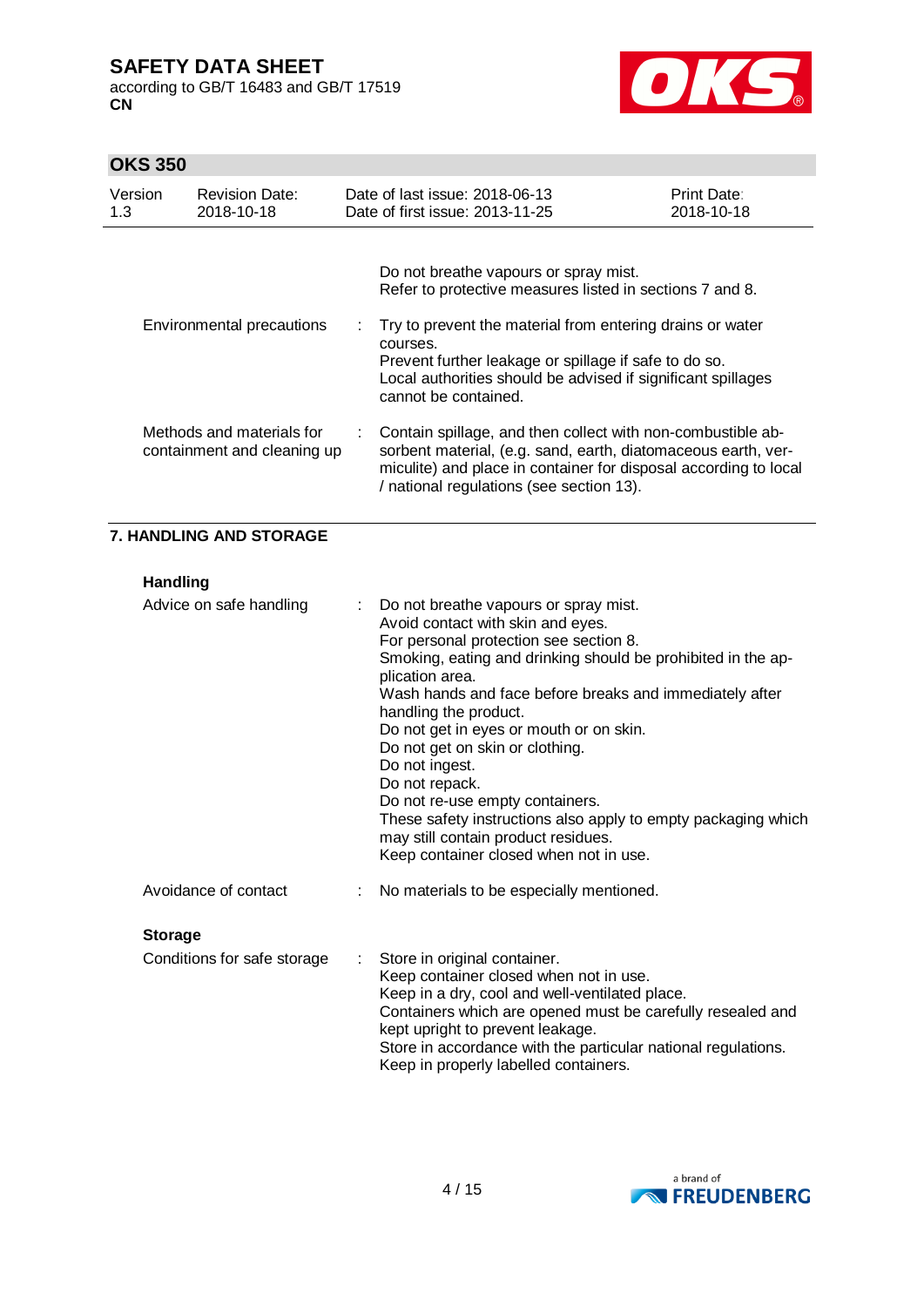Do not breathe vapours or spray mist.
Refer to protective measures listed in sections 7 and 8.

| | | |
|---|---|---|
| Environmental precautions | : | Try to prevent the material from entering drains or water courses.<br>Prevent further leakage or spillage if safe to do so.<br>Local authorities should be advised if significant spillages cannot be contained. |
| Methods and materials for containment and cleaning up | : | Contain spillage, and then collect with non-combustible absorbent material, (e.g. sand, earth, diatomaceous earth, vermiculite) and place in container for disposal according to local / national regulations (see section 13). |

## 7. HANDLING AND STORAGE

### Handling

| | | |
|---|---|---|
| Advice on safe handling | : | Do not breathe vapours or spray mist.<br>Avoid contact with skin and eyes.<br>For personal protection see section 8.<br>Smoking, eating and drinking should be prohibited in the application area.<br>Wash hands and face before breaks and immediately after handling the product.<br>Do not get in eyes or mouth or on skin.<br>Do not get on skin or clothing.<br>Do not ingest.<br>Do not repack.<br>Do not re-use empty containers.<br>These safety instructions also apply to empty packaging which may still contain product residues.<br>Keep container closed when not in use. |
| Avoidance of contact | : | No materials to be especially mentioned. |

### Storage

| | | |
|---|---|---|
| Conditions for safe storage | : | Store in original container.<br>Keep container closed when not in use.<br>Keep in a dry, cool and well-ventilated place.<br>Containers which are opened must be carefully resealed and kept upright to prevent leakage.<br>Store in accordance with the particular national regulations.<br>Keep in properly labelled containers. |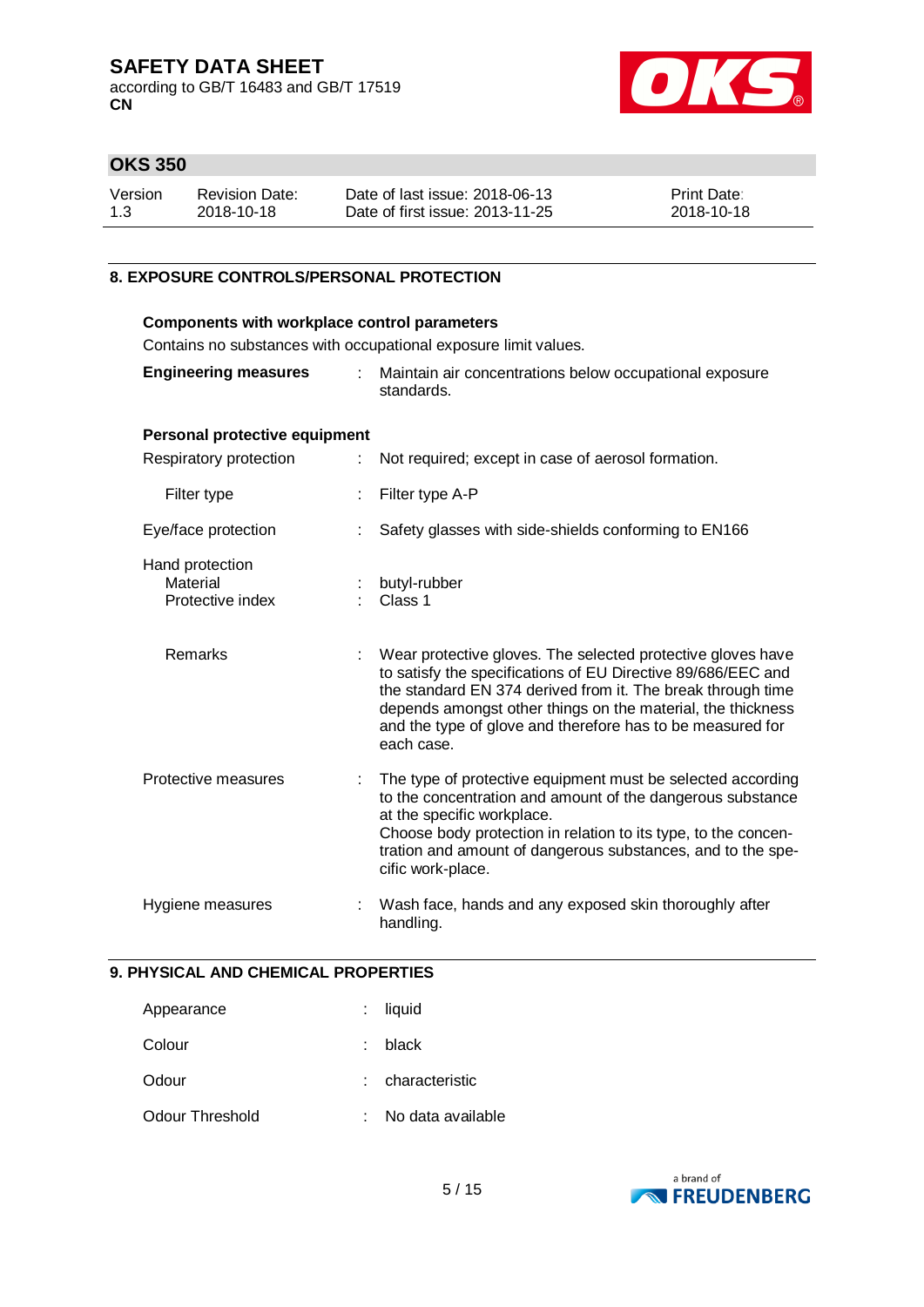## 8. EXPOSURE CONTROLS/PERSONAL PROTECTION

### Components with workplace control parameters

Contains no substances with occupational exposure limit values.

| | | |
|---|---|---|
| **Engineering measures** | : | Maintain air concentrations below occupational exposure standards. |

### Personal protective equipment

| | | |
|---|---|---|
| Respiratory protection | : | Not required; except in case of aerosol formation. |
| Filter type | : | Filter type A-P |
| Eye/face protection | : | Safety glasses with side-shields conforming to EN166 |
| Hand protection | | |
| Material | : | butyl-rubber |
| Protective index | : | Class 1 |
| Remarks | : | Wear protective gloves. The selected protective gloves have to satisfy the specifications of EU Directive 89/686/EEC and the standard EN 374 derived from it. The break through time depends amongst other things on the material, the thickness and the type of glove and therefore has to be measured for each case. |
| Protective measures | : | The type of protective equipment must be selected according to the concentration and amount of the dangerous substance at the specific workplace. Choose body protection in relation to its type, to the concentration and amount of dangerous substances, and to the specific work-place. |
| Hygiene measures | : | Wash face, hands and any exposed skin thoroughly after handling. |

## 9. PHYSICAL AND CHEMICAL PROPERTIES

| | | |
|---|---|---|
| Appearance | : | liquid |
| Colour | : | black |
| Odour | : | characteristic |
| Odour Threshold | : | No data available |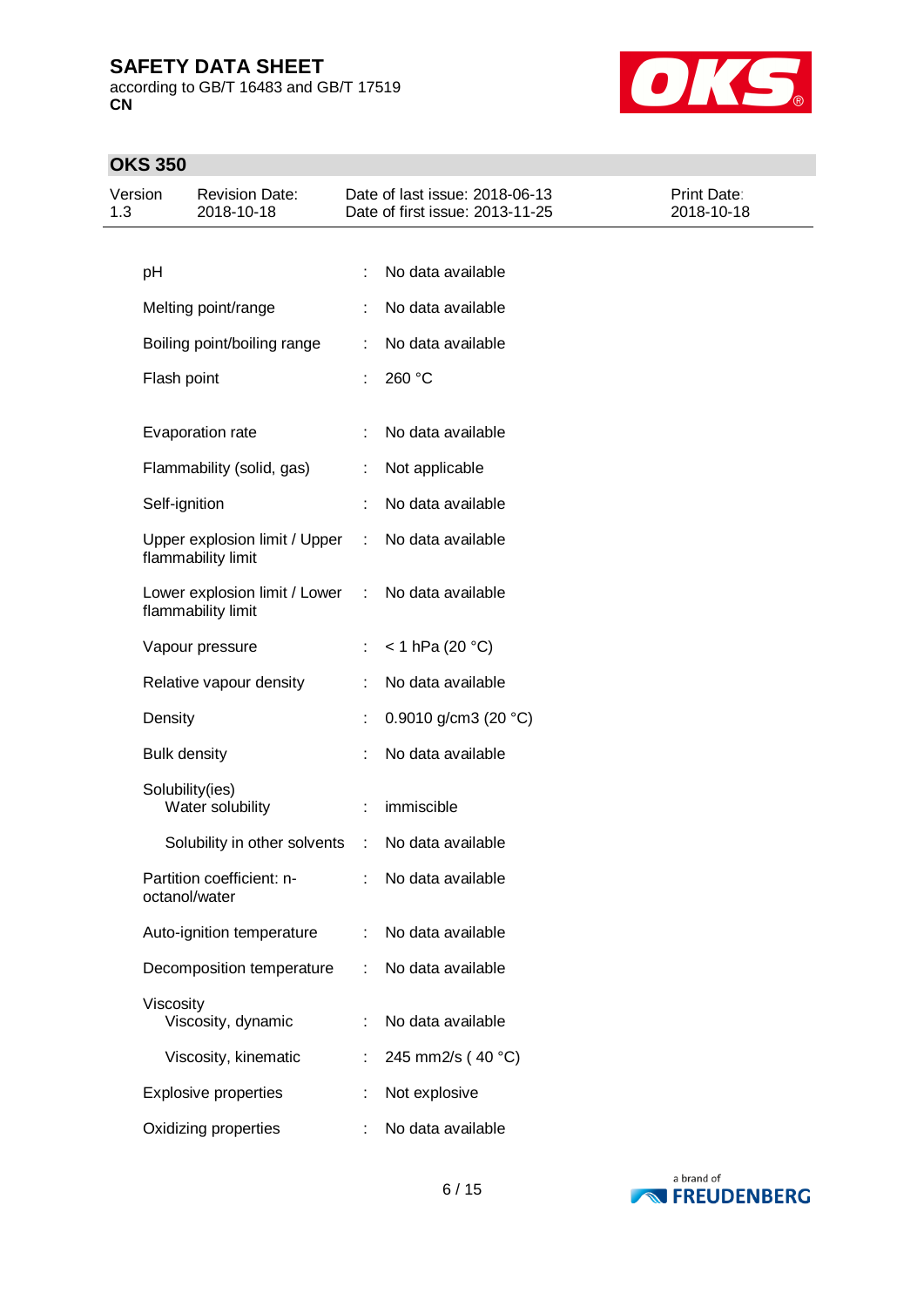| Property | | Value |
|---|---|---|
| pH | : | No data available |
| Melting point/range | : | No data available |
| Boiling point/boiling range | : | No data available |
| Flash point | : | 260 °C |
| Evaporation rate | : | No data available |
| Flammability (solid, gas) | : | Not applicable |
| Self-ignition | : | No data available |
| Upper explosion limit / Upper flammability limit | : | No data available |
| Lower explosion limit / Lower flammability limit | : | No data available |
| Vapour pressure | : | < 1 hPa (20 °C) |
| Relative vapour density | : | No data available |
| Density | : | 0.9010 g/cm3 (20 °C) |
| Bulk density | : | No data available |
| Solubility(ies) | | |
| Water solubility | : | immiscible |
| Solubility in other solvents | : | No data available |
| Partition coefficient: n-octanol/water | : | No data available |
| Auto-ignition temperature | : | No data available |
| Decomposition temperature | : | No data available |
| Viscosity | | |
| Viscosity, dynamic | : | No data available |
| Viscosity, kinematic | : | 245 mm2/s ( 40 °C) |
| Explosive properties | : | Not explosive |
| Oxidizing properties | : | No data available |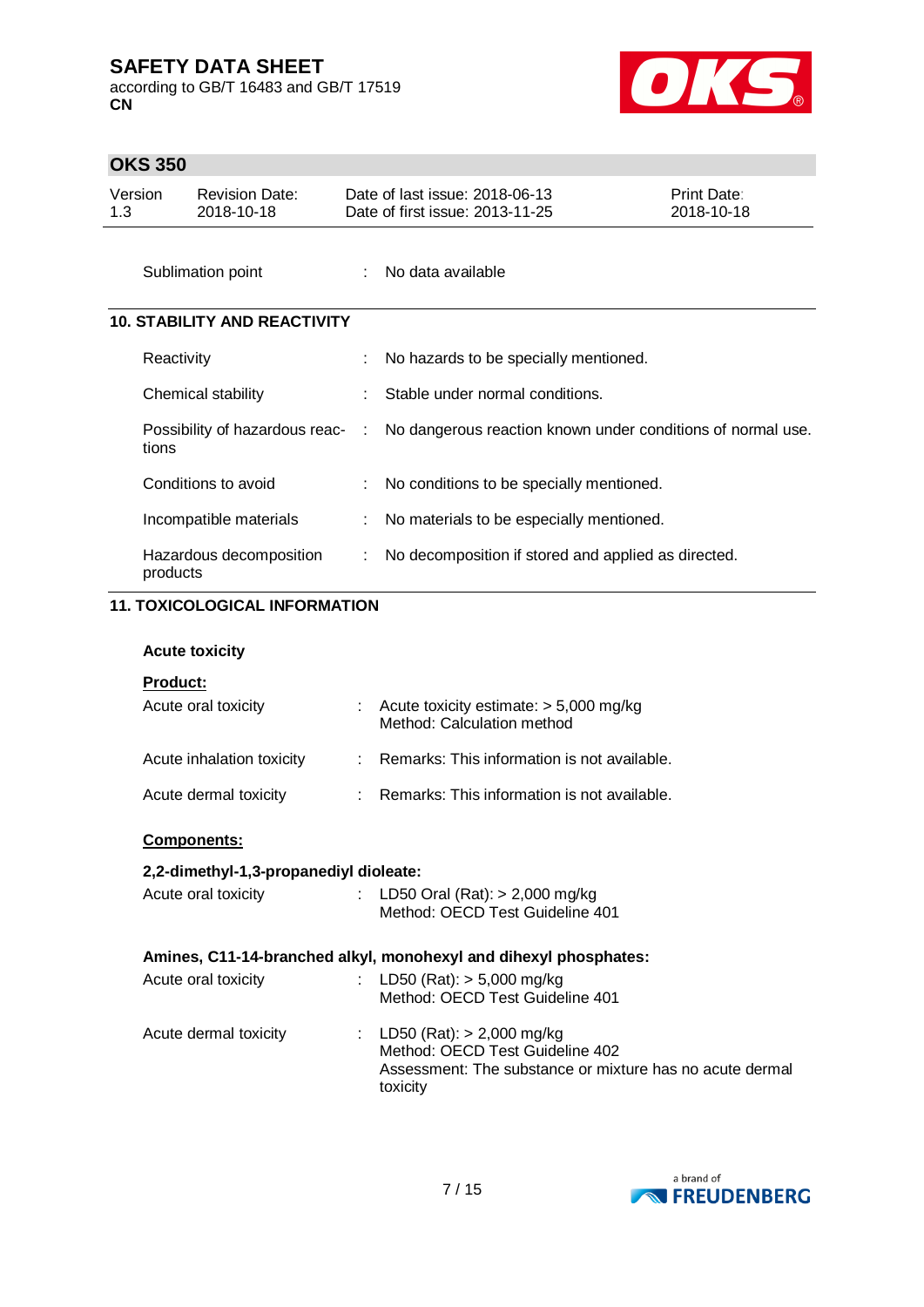| | | |
|---|---|---|
| Sublimation point | : | No data available |

## 10. STABILITY AND REACTIVITY

| | | |
|---|---|---|
| Reactivity | : | No hazards to be specially mentioned. |
| Chemical stability | : | Stable under normal conditions. |
| Possibility of hazardous reactions | : | No dangerous reaction known under conditions of normal use. |
| Conditions to avoid | : | No conditions to be specially mentioned. |
| Incompatible materials | : | No materials to be especially mentioned. |
| Hazardous decomposition products | : | No decomposition if stored and applied as directed. |

## 11. TOXICOLOGICAL INFORMATION

**Acute toxicity**

**Product:**

| | | |
|---|---|---|
| Acute oral toxicity | : | Acute toxicity estimate: > 5,000 mg/kg<br>Method: Calculation method |
| Acute inhalation toxicity | : | Remarks: This information is not available. |
| Acute dermal toxicity | : | Remarks: This information is not available. |

**Components:**

**2,2-dimethyl-1,3-propanediyl dioleate:**

| | | |
|---|---|---|
| Acute oral toxicity | : | LD50 Oral (Rat): > 2,000 mg/kg<br>Method: OECD Test Guideline 401 |

**Amines, C11-14-branched alkyl, monohexyl and dihexyl phosphates:**

| | | |
|---|---|---|
| Acute oral toxicity | : | LD50 (Rat): > 5,000 mg/kg<br>Method: OECD Test Guideline 401 |
| Acute dermal toxicity | : | LD50 (Rat): > 2,000 mg/kg<br>Method: OECD Test Guideline 402<br>Assessment: The substance or mixture has no acute dermal toxicity |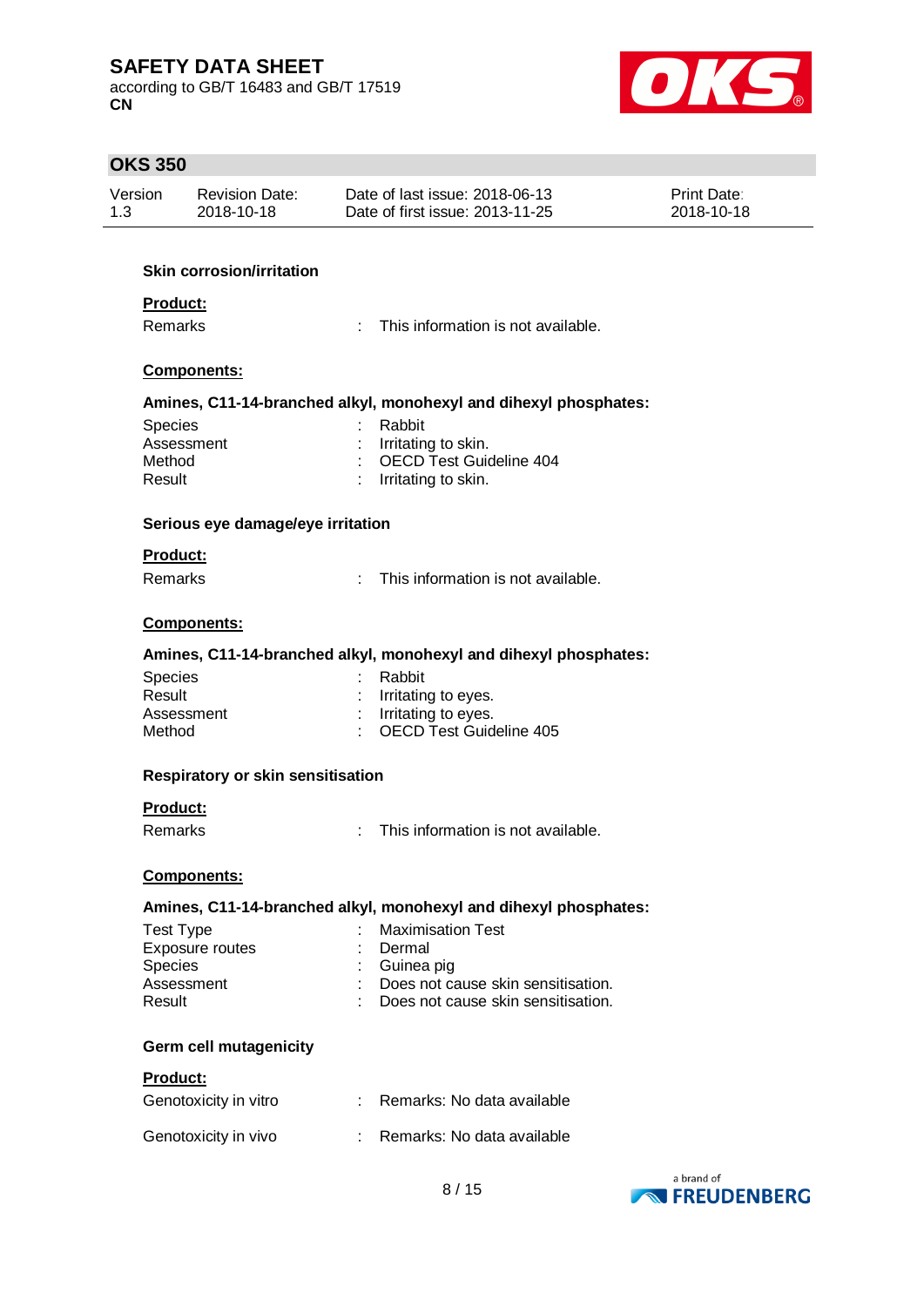### Skin corrosion/irritation

**Product:**

| | | |
|---|---|---|
| Remarks | : | This information is not available. |

**Components:**

**Amines, C11-14-branched alkyl, monohexyl and dihexyl phosphates:**

| | | |
|---|---|---|
| Species | : | Rabbit |
| Assessment | : | Irritating to skin. |
| Method | : | OECD Test Guideline 404 |
| Result | : | Irritating to skin. |

### Serious eye damage/eye irritation

**Product:**

| | | |
|---|---|---|
| Remarks | : | This information is not available. |

**Components:**

**Amines, C11-14-branched alkyl, monohexyl and dihexyl phosphates:**

| | | |
|---|---|---|
| Species | : | Rabbit |
| Result | : | Irritating to eyes. |
| Assessment | : | Irritating to eyes. |
| Method | : | OECD Test Guideline 405 |

### Respiratory or skin sensitisation

**Product:**

| | | |
|---|---|---|
| Remarks | : | This information is not available. |

**Components:**

**Amines, C11-14-branched alkyl, monohexyl and dihexyl phosphates:**

| | | |
|---|---|---|
| Test Type | : | Maximisation Test |
| Exposure routes | : | Dermal |
| Species | : | Guinea pig |
| Assessment | : | Does not cause skin sensitisation. |
| Result | : | Does not cause skin sensitisation. |

### Germ cell mutagenicity

**Product:**

| | | |
|---|---|---|
| Genotoxicity in vitro | : | Remarks: No data available |
| Genotoxicity in vivo | : | Remarks: No data available |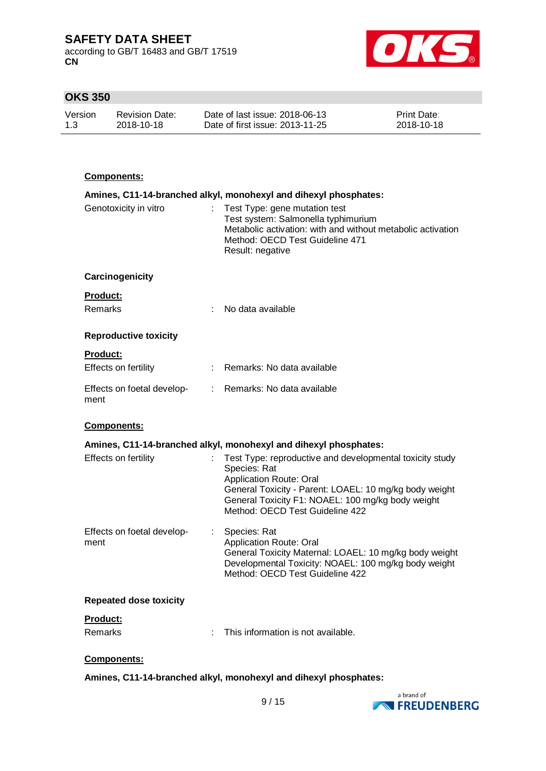**Components:**

**Amines, C11-14-branched alkyl, monohexyl and dihexyl phosphates:**

| | | |
|---|---|---|
| Genotoxicity in vitro | : | Test Type: gene mutation test<br>Test system: Salmonella typhimurium<br>Metabolic activation: with and without metabolic activation<br>Method: OECD Test Guideline 471<br>Result: negative |

**Carcinogenicity**

**Product:**

| | | |
|---|---|---|
| Remarks | : | No data available |

**Reproductive toxicity**

**Product:**

| | | |
|---|---|---|
| Effects on fertility | : | Remarks: No data available |
| Effects on foetal development | : | Remarks: No data available |

**Components:**

**Amines, C11-14-branched alkyl, monohexyl and dihexyl phosphates:**

| | | |
|---|---|---|
| Effects on fertility | : | Test Type: reproductive and developmental toxicity study<br>Species: Rat<br>Application Route: Oral<br>General Toxicity - Parent: LOAEL: 10 mg/kg body weight<br>General Toxicity F1: NOAEL: 100 mg/kg body weight<br>Method: OECD Test Guideline 422 |
| Effects on foetal development | : | Species: Rat<br>Application Route: Oral<br>General Toxicity Maternal: LOAEL: 10 mg/kg body weight<br>Developmental Toxicity: NOAEL: 100 mg/kg body weight<br>Method: OECD Test Guideline 422 |

**Repeated dose toxicity**

**Product:**

| | | |
|---|---|---|
| Remarks | : | This information is not available. |

**Components:**

**Amines, C11-14-branched alkyl, monohexyl and dihexyl phosphates:**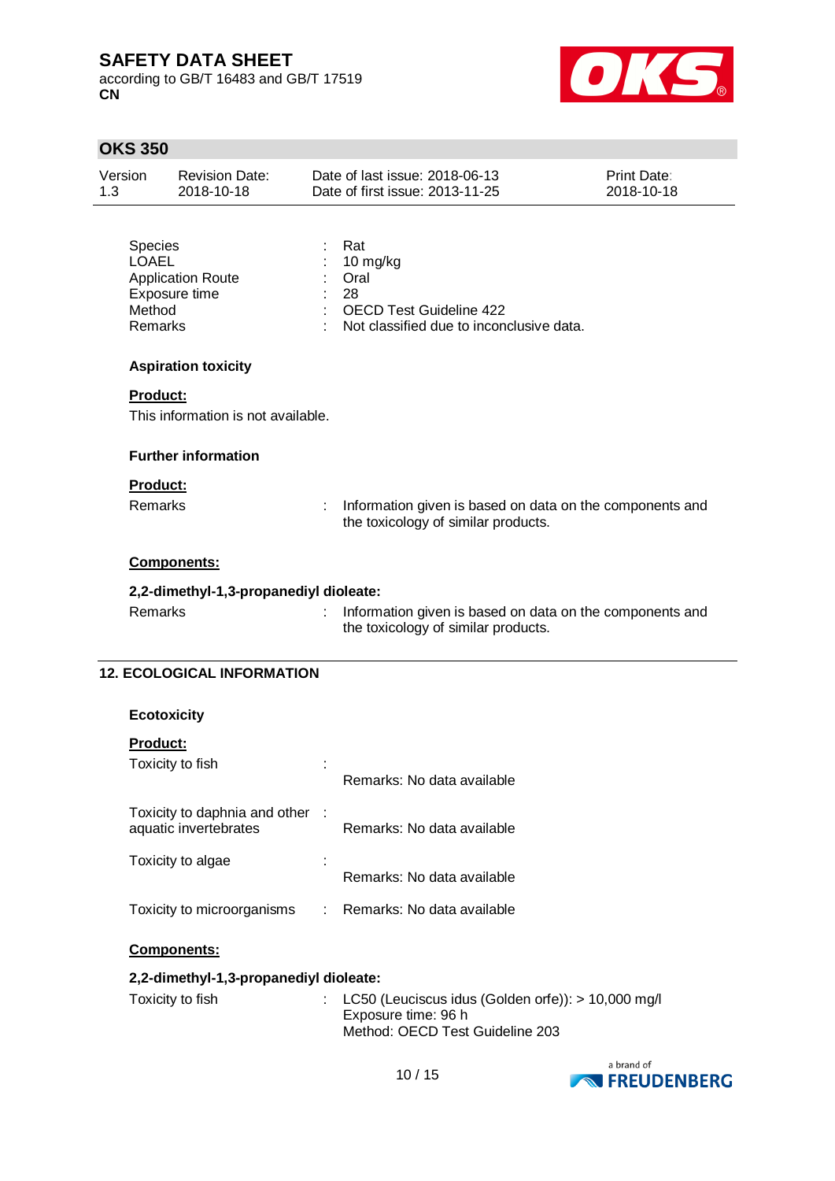| | | |
|---|---|---|
| Species | : | Rat |
| LOAEL | : | 10 mg/kg |
| Application Route | : | Oral |
| Exposure time | : | 28 |
| Method | : | OECD Test Guideline 422 |
| Remarks | : | Not classified due to inconclusive data. |

**Aspiration toxicity**

**Product:**

This information is not available.

**Further information**

**Product:**

Remarks : Information given is based on data on the components and the toxicology of similar products.

**Components:**

**2,2-dimethyl-1,3-propanediyl dioleate:**

Remarks : Information given is based on data on the components and the toxicology of similar products.

## 12. ECOLOGICAL INFORMATION

**Ecotoxicity**

**Product:**

| | | |
|---|---|---|
| Toxicity to fish | : | Remarks: No data available |
| Toxicity to daphnia and other aquatic invertebrates | : | Remarks: No data available |
| Toxicity to algae | : | Remarks: No data available |
| Toxicity to microorganisms | : | Remarks: No data available |

**Components:**

**2,2-dimethyl-1,3-propanediyl dioleate:**

Toxicity to fish : LC50 (Leuciscus idus (Golden orfe)): > 10,000 mg/l
Exposure time: 96 h
Method: OECD Test Guideline 203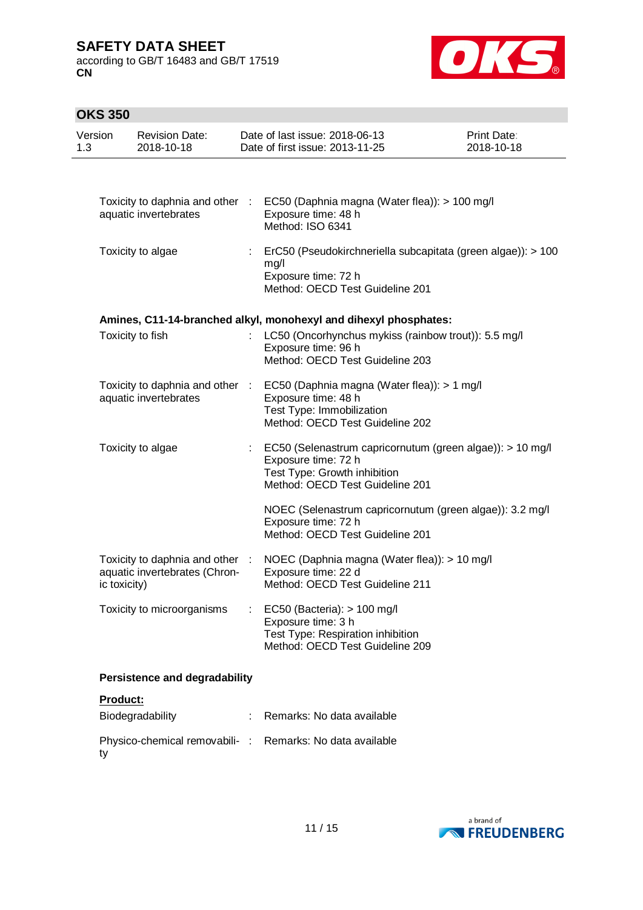| | | |
|---|---|---|
| Toxicity to daphnia and other aquatic invertebrates | : | EC50 (Daphnia magna (Water flea)): > 100 mg/l<br>Exposure time: 48 h<br>Method: ISO 6341 |
| Toxicity to algae | : | ErC50 (Pseudokirchneriella subcapitata (green algae)): > 100 mg/l<br>Exposure time: 72 h<br>Method: OECD Test Guideline 201 |

**Amines, C11-14-branched alkyl, monohexyl and dihexyl phosphates:**

| | | |
|---|---|---|
| Toxicity to fish | : | LC50 (Oncorhynchus mykiss (rainbow trout)): 5.5 mg/l<br>Exposure time: 96 h<br>Method: OECD Test Guideline 203 |
| Toxicity to daphnia and other aquatic invertebrates | : | EC50 (Daphnia magna (Water flea)): > 1 mg/l<br>Exposure time: 48 h<br>Test Type: Immobilization<br>Method: OECD Test Guideline 202 |
| Toxicity to algae | : | EC50 (Selenastrum capricornutum (green algae)): > 10 mg/l<br>Exposure time: 72 h<br>Test Type: Growth inhibition<br>Method: OECD Test Guideline 201<br><br>NOEC (Selenastrum capricornutum (green algae)): 3.2 mg/l<br>Exposure time: 72 h<br>Method: OECD Test Guideline 201 |
| Toxicity to daphnia and other aquatic invertebrates (Chronic toxicity) | : | NOEC (Daphnia magna (Water flea)): > 10 mg/l<br>Exposure time: 22 d<br>Method: OECD Test Guideline 211 |
| Toxicity to microorganisms | : | EC50 (Bacteria): > 100 mg/l<br>Exposure time: 3 h<br>Test Type: Respiration inhibition<br>Method: OECD Test Guideline 209 |

**Persistence and degradability**

**Product:**

| | | |
|---|---|---|
| Biodegradability | : | Remarks: No data available |
| Physico-chemical removability | : | Remarks: No data available |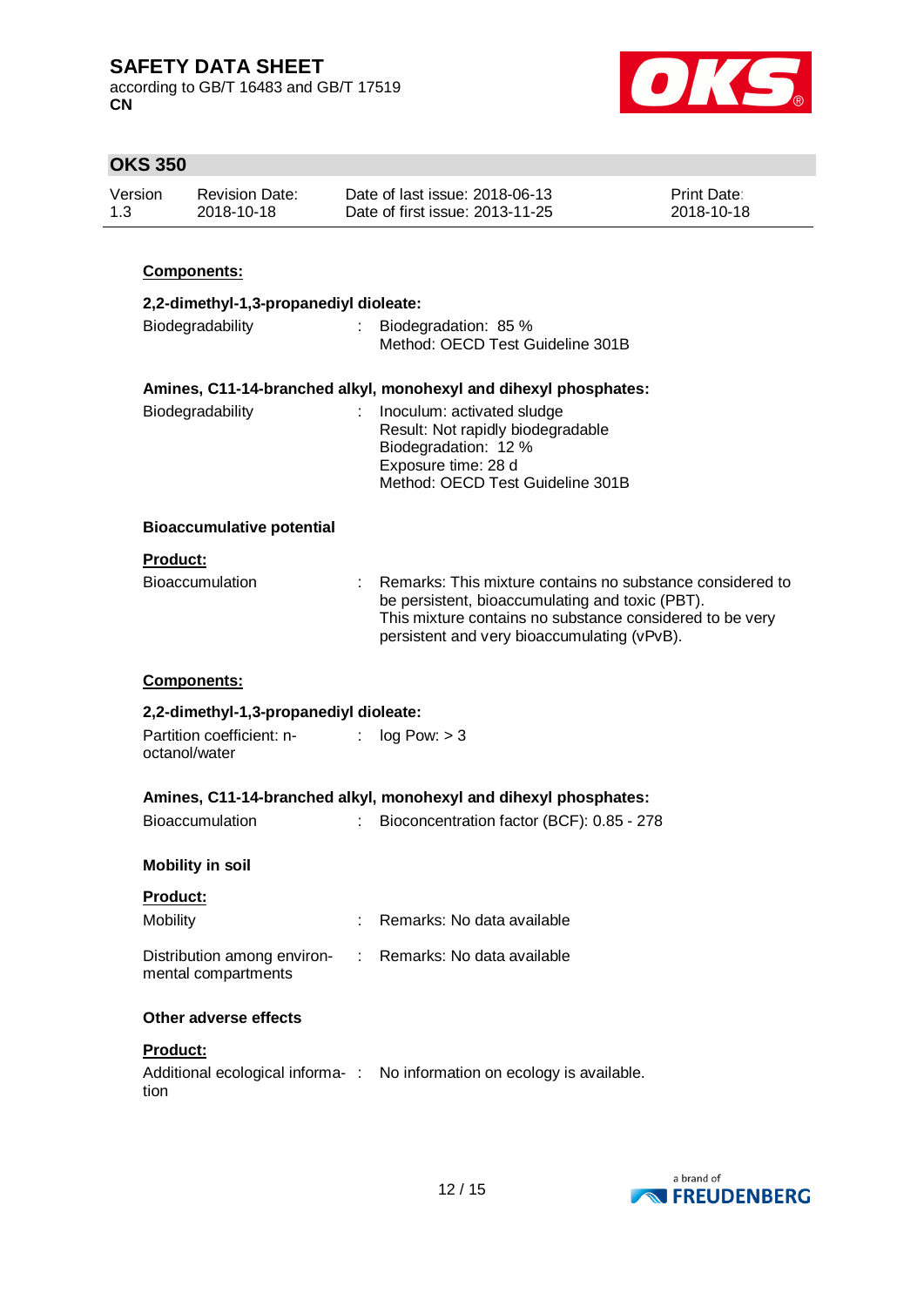**Components:**

**2,2-dimethyl-1,3-propanediyl dioleate:**

| | | |
|---|---|---|
| Biodegradability | : | Biodegradation: 85 %<br>Method: OECD Test Guideline 301B |

**Amines, C11-14-branched alkyl, monohexyl and dihexyl phosphates:**

| | | |
|---|---|---|
| Biodegradability | : | Inoculum: activated sludge<br>Result: Not rapidly biodegradable<br>Biodegradation: 12 %<br>Exposure time: 28 d<br>Method: OECD Test Guideline 301B |

**Bioaccumulative potential**

**Product:**

| | | |
|---|---|---|
| Bioaccumulation | : | Remarks: This mixture contains no substance considered to be persistent, bioaccumulating and toxic (PBT).<br>This mixture contains no substance considered to be very persistent and very bioaccumulating (vPvB). |

**Components:**

**2,2-dimethyl-1,3-propanediyl dioleate:**

| | | |
|---|---|---|
| Partition coefficient: n-octanol/water | : | log Pow: > 3 |

**Amines, C11-14-branched alkyl, monohexyl and dihexyl phosphates:**

| | | |
|---|---|---|
| Bioaccumulation | : | Bioconcentration factor (BCF): 0.85 - 278 |

**Mobility in soil**

**Product:**

| | | |
|---|---|---|
| Mobility | : | Remarks: No data available |
| Distribution among environmental compartments | : | Remarks: No data available |

**Other adverse effects**

**Product:**

| | | |
|---|---|---|
| Additional ecological information | : | No information on ecology is available. |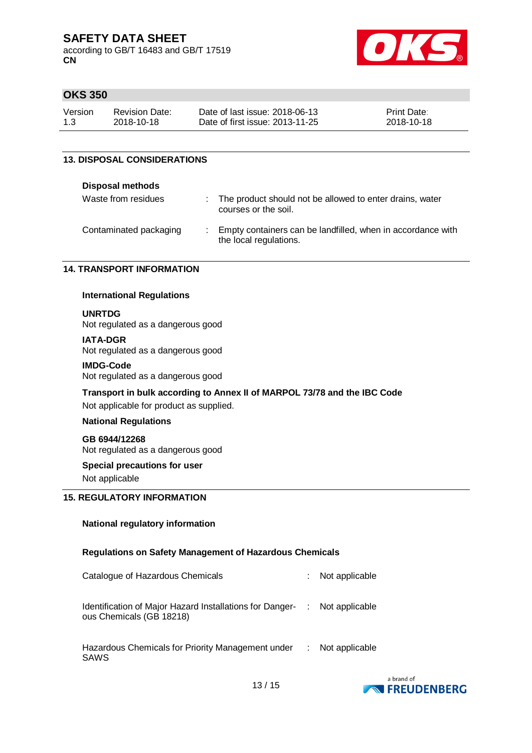## 13. DISPOSAL CONSIDERATIONS

### Disposal methods

| | |
|---|---|
| Waste from residues | : The product should not be allowed to enter drains, water courses or the soil. |
| Contaminated packaging | : Empty containers can be landfilled, when in accordance with the local regulations. |

## 14. TRANSPORT INFORMATION

### International Regulations

**UNRTDG**
Not regulated as a dangerous good

**IATA-DGR**
Not regulated as a dangerous good

**IMDG-Code**
Not regulated as a dangerous good

**Transport in bulk according to Annex II of MARPOL 73/78 and the IBC Code**
Not applicable for product as supplied.

### National Regulations

**GB 6944/12268**
Not regulated as a dangerous good

**Special precautions for user**
Not applicable

## 15. REGULATORY INFORMATION

### National regulatory information

### Regulations on Safety Management of Hazardous Chemicals

| | |
|---|---|
| Catalogue of Hazardous Chemicals | : Not applicable |
| Identification of Major Hazard Installations for Dangerous Chemicals (GB 18218) | : Not applicable |
| Hazardous Chemicals for Priority Management under SAWS | : Not applicable |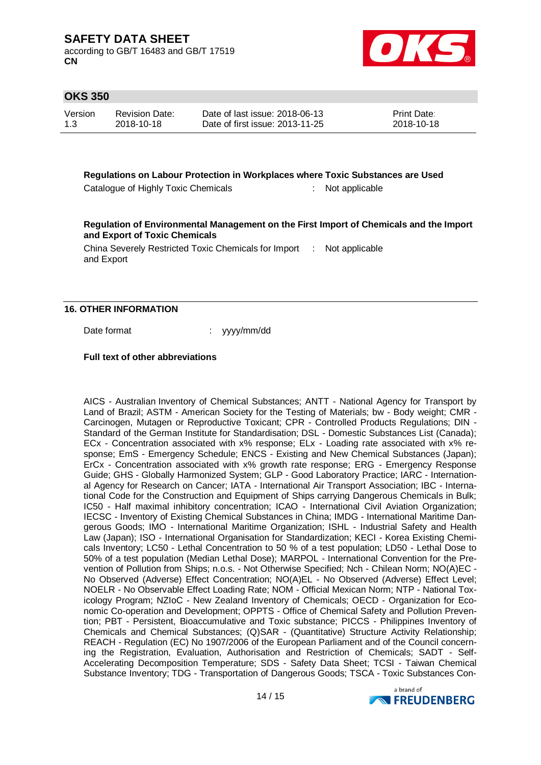**Regulations on Labour Protection in Workplaces where Toxic Substances are Used**

Catalogue of Highly Toxic Chemicals : Not applicable

**Regulation of Environmental Management on the First Import of Chemicals and the Import and Export of Toxic Chemicals**

China Severely Restricted Toxic Chemicals for Import and Export : Not applicable

## 16. OTHER INFORMATION

Date format : yyyy/mm/dd

**Full text of other abbreviations**

AICS - Australian Inventory of Chemical Substances; ANTT - National Agency for Transport by Land of Brazil; ASTM - American Society for the Testing of Materials; bw - Body weight; CMR - Carcinogen, Mutagen or Reproductive Toxicant; CPR - Controlled Products Regulations; DIN - Standard of the German Institute for Standardisation; DSL - Domestic Substances List (Canada); ECx - Concentration associated with x% response; ELx - Loading rate associated with x% response; EmS - Emergency Schedule; ENCS - Existing and New Chemical Substances (Japan); ErCx - Concentration associated with x% growth rate response; ERG - Emergency Response Guide; GHS - Globally Harmonized System; GLP - Good Laboratory Practice; IARC - International Agency for Research on Cancer; IATA - International Air Transport Association; IBC - International Code for the Construction and Equipment of Ships carrying Dangerous Chemicals in Bulk; IC50 - Half maximal inhibitory concentration; ICAO - International Civil Aviation Organization; IECSC - Inventory of Existing Chemical Substances in China; IMDG - International Maritime Dangerous Goods; IMO - International Maritime Organization; ISHL - Industrial Safety and Health Law (Japan); ISO - International Organisation for Standardization; KECI - Korea Existing Chemicals Inventory; LC50 - Lethal Concentration to 50 % of a test population; LD50 - Lethal Dose to 50% of a test population (Median Lethal Dose); MARPOL - International Convention for the Prevention of Pollution from Ships; n.o.s. - Not Otherwise Specified; Nch - Chilean Norm; NO(A)EC - No Observed (Adverse) Effect Concentration; NO(A)EL - No Observed (Adverse) Effect Level; NOELR - No Observable Effect Loading Rate; NOM - Official Mexican Norm; NTP - National Toxicology Program; NZIoC - New Zealand Inventory of Chemicals; OECD - Organization for Economic Co-operation and Development; OPPTS - Office of Chemical Safety and Pollution Prevention; PBT - Persistent, Bioaccumulative and Toxic substance; PICCS - Philippines Inventory of Chemicals and Chemical Substances; (Q)SAR - (Quantitative) Structure Activity Relationship; REACH - Regulation (EC) No 1907/2006 of the European Parliament and of the Council concerning the Registration, Evaluation, Authorisation and Restriction of Chemicals; SADT - Self-Accelerating Decomposition Temperature; SDS - Safety Data Sheet; TCSI - Taiwan Chemical Substance Inventory; TDG - Transportation of Dangerous Goods; TSCA - Toxic Substances Con-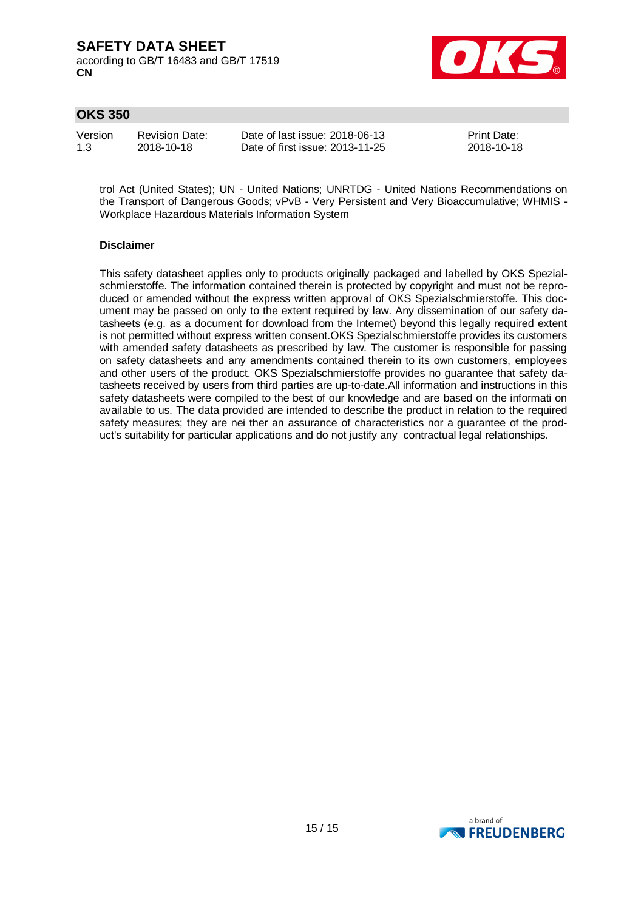trol Act (United States); UN - United Nations; UNRTDG - United Nations Recommendations on the Transport of Dangerous Goods; vPvB - Very Persistent and Very Bioaccumulative; WHMIS - Workplace Hazardous Materials Information System

**Disclaimer**

This safety datasheet applies only to products originally packaged and labelled by OKS Spezialschmierstoffe. The information contained therein is protected by copyright and must not be reproduced or amended without the express written approval of OKS Spezialschmierstoffe. This document may be passed on only to the extent required by law. Any dissemination of our safety datasheets (e.g. as a document for download from the Internet) beyond this legally required extent is not permitted without express written consent.OKS Spezialschmierstoffe provides its customers with amended safety datasheets as prescribed by law. The customer is responsible for passing on safety datasheets and any amendments contained therein to its own customers, employees and other users of the product. OKS Spezialschmierstoffe provides no guarantee that safety datasheets received by users from third parties are up-to-date.All information and instructions in this safety datasheets were compiled to the best of our knowledge and are based on the informati on available to us. The data provided are intended to describe the product in relation to the required safety measures; they are nei ther an assurance of characteristics nor a guarantee of the product's suitability for particular applications and do not justify any contractual legal relationships.